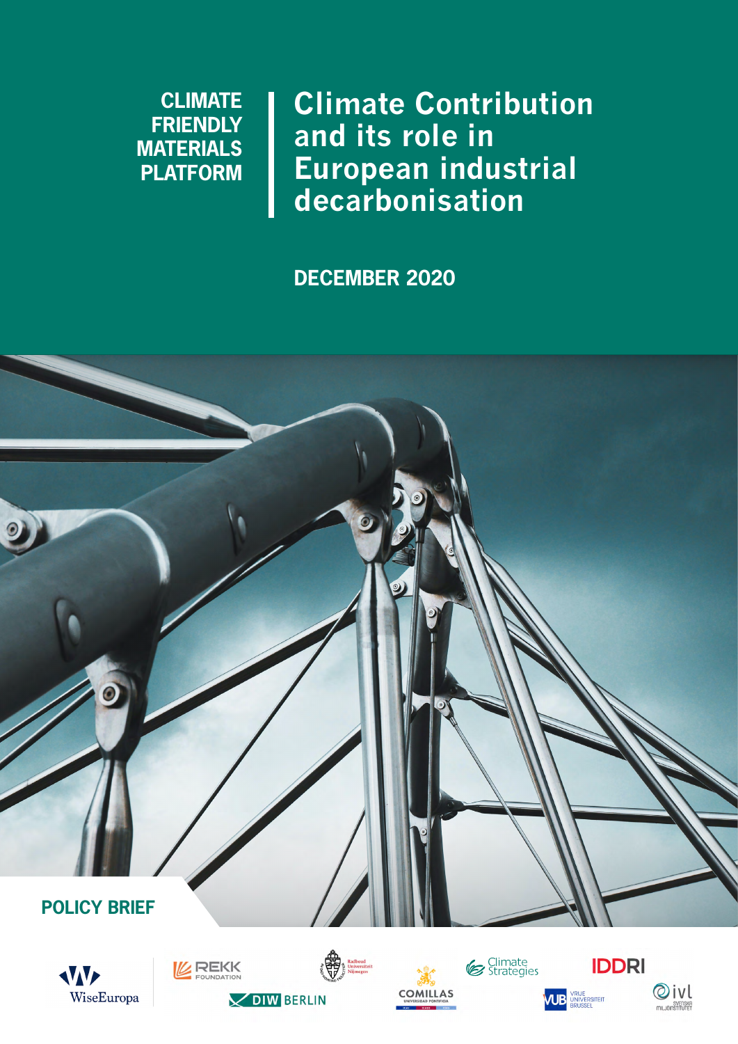CLIMATE FRIENDLY MATERIALS PLATFORM

# Climate Contribution and its role in European industrial decarbonisation

**DECEMBER 2020**

**POLICY BRIEF**

WiseEuropa

REKK FOUNDATION

DIW BERLIN

Radboud Universiteit Nijmegen

COMILLAS UNIVERSIDAD PONTIFICIA

Climate Strategies

IDDRI

VUB VRIJE UNIVERSITEIT BRUSSEL

ivl SVENSKA MILJÖINSTITUTET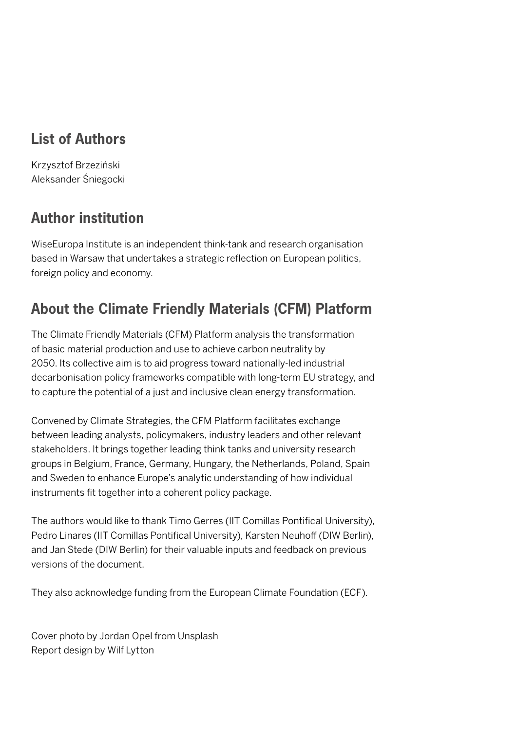## List of Authors

Krzysztof Brzeziński
Aleksander Śniegocki

## Author institution

WiseEuropa Institute is an independent think-tank and research organisation based in Warsaw that undertakes a strategic reflection on European politics, foreign policy and economy.

## About the Climate Friendly Materials (CFM) Platform

The Climate Friendly Materials (CFM) Platform analysis the transformation of basic material production and use to achieve carbon neutrality by 2050. Its collective aim is to aid progress toward nationally-led industrial decarbonisation policy frameworks compatible with long-term EU strategy, and to capture the potential of a just and inclusive clean energy transformation.

Convened by Climate Strategies, the CFM Platform facilitates exchange between leading analysts, policymakers, industry leaders and other relevant stakeholders. It brings together leading think tanks and university research groups in Belgium, France, Germany, Hungary, the Netherlands, Poland, Spain and Sweden to enhance Europe's analytic understanding of how individual instruments fit together into a coherent policy package.

The authors would like to thank Timo Gerres (IIT Comillas Pontifical University), Pedro Linares (IIT Comillas Pontifical University), Karsten Neuhoff (DIW Berlin), and Jan Stede (DIW Berlin) for their valuable inputs and feedback on previous versions of the document.

They also acknowledge funding from the European Climate Foundation (ECF).

Cover photo by Jordan Opel from Unsplash
Report design by Wilf Lytton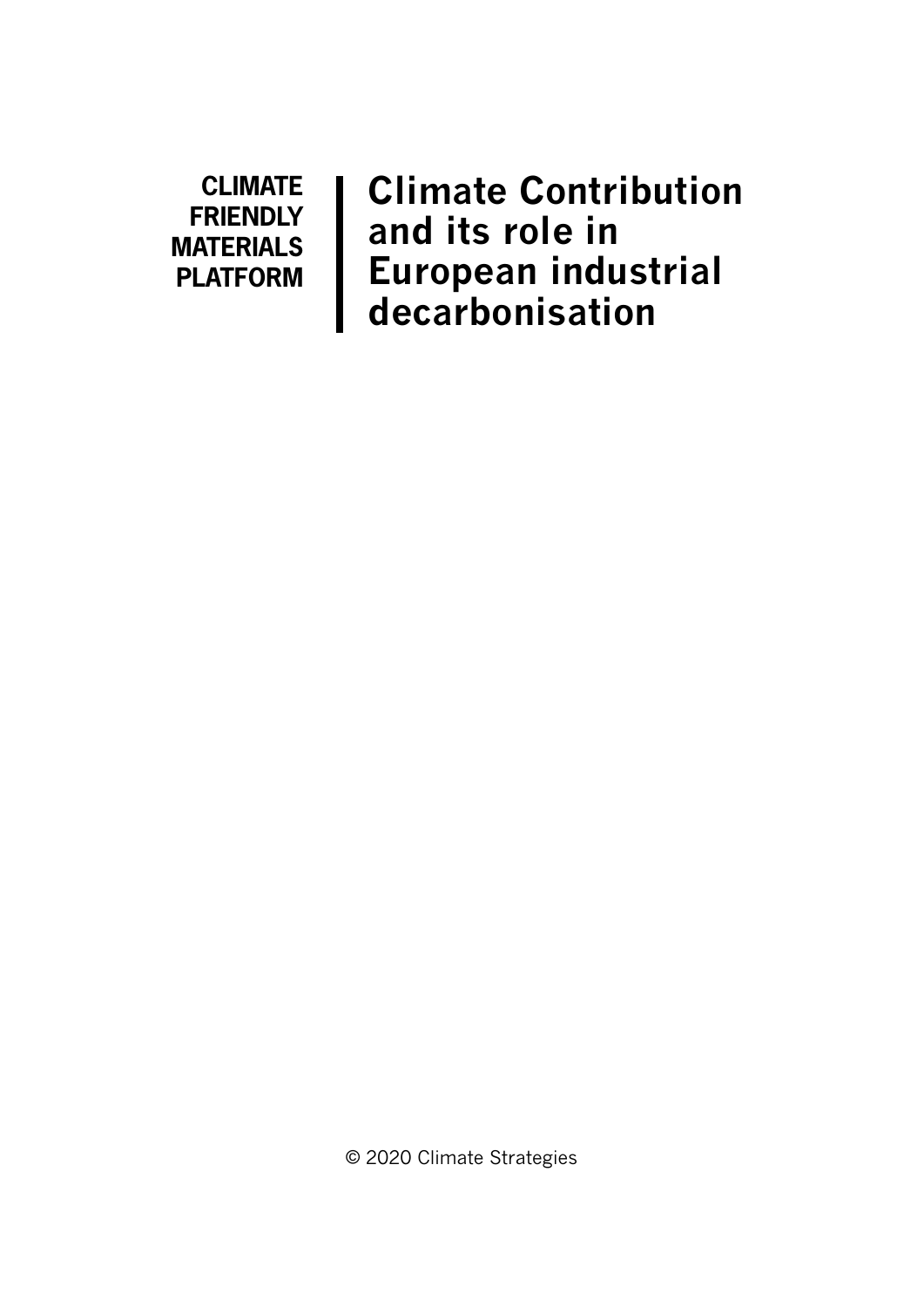**CLIMATE FRIENDLY MATERIALS PLATFORM**

# Climate Contribution and its role in European industrial decarbonisation

© 2020 Climate Strategies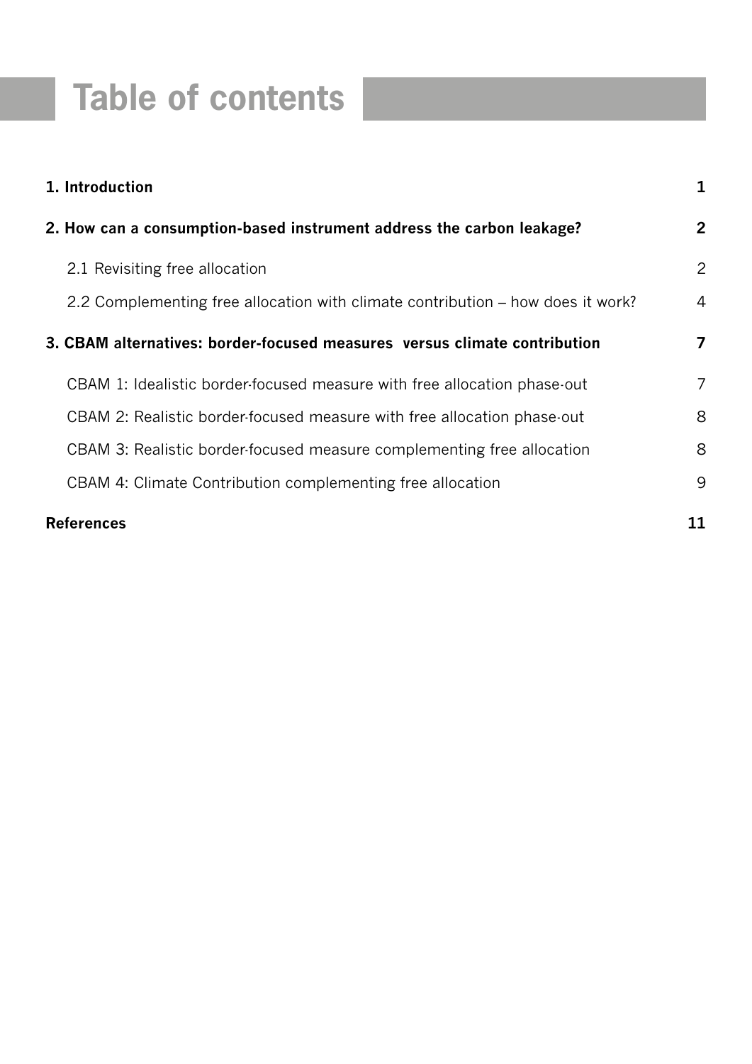# Table of contents

**1. Introduction** **1**

**2. How can a consumption-based instrument address the carbon leakage?** **2**

2.1 Revisiting free allocation 2

2.2 Complementing free allocation with climate contribution – how does it work? 4

**3. CBAM alternatives: border-focused measures versus climate contribution** **7**

CBAM 1: Idealistic border-focused measure with free allocation phase-out 7

CBAM 2: Realistic border-focused measure with free allocation phase-out 8

CBAM 3: Realistic border-focused measure complementing free allocation 8

CBAM 4: Climate Contribution complementing free allocation 9

**References** **11**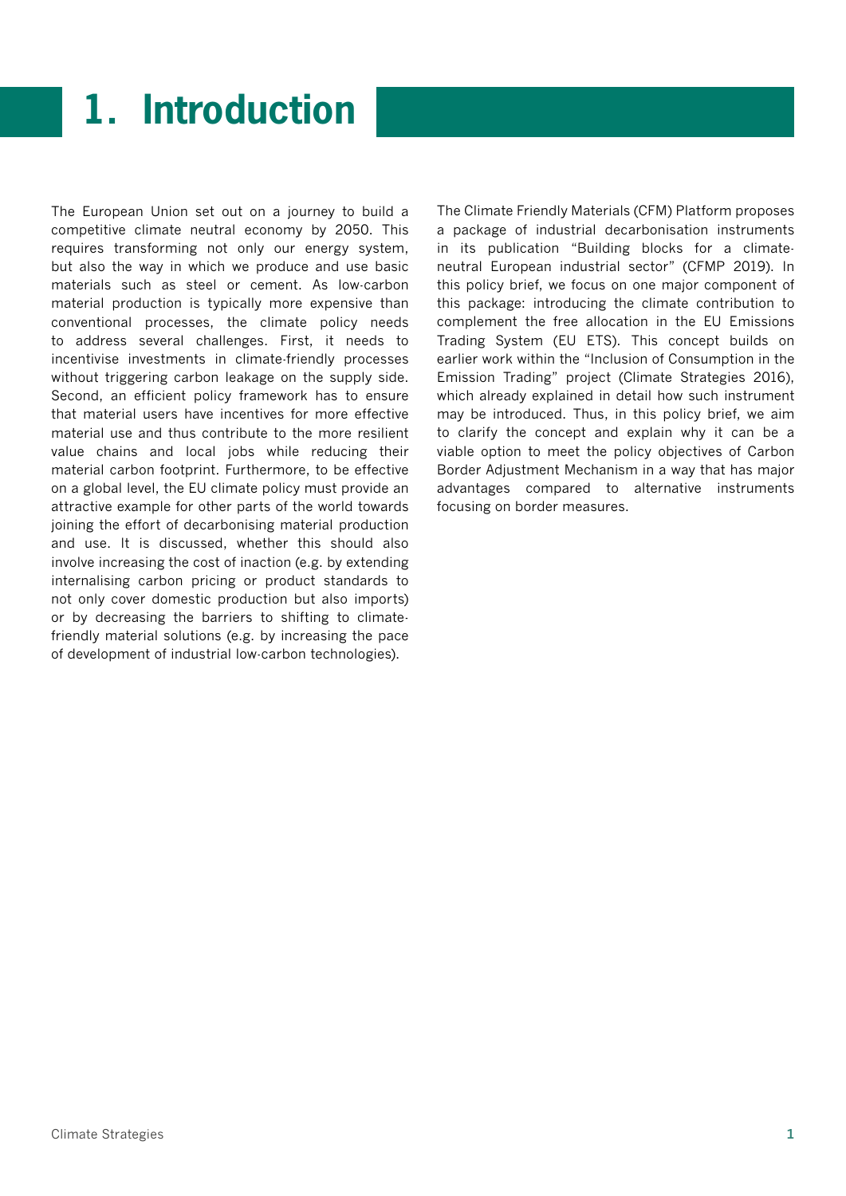# 1. Introduction

The European Union set out on a journey to build a competitive climate neutral economy by 2050. This requires transforming not only our energy system, but also the way in which we produce and use basic materials such as steel or cement. As low-carbon material production is typically more expensive than conventional processes, the climate policy needs to address several challenges. First, it needs to incentivise investments in climate-friendly processes without triggering carbon leakage on the supply side. Second, an efficient policy framework has to ensure that material users have incentives for more effective material use and thus contribute to the more resilient value chains and local jobs while reducing their material carbon footprint. Furthermore, to be effective on a global level, the EU climate policy must provide an attractive example for other parts of the world towards joining the effort of decarbonising material production and use. It is discussed, whether this should also involve increasing the cost of inaction (e.g. by extending internalising carbon pricing or product standards to not only cover domestic production but also imports) or by decreasing the barriers to shifting to climate-friendly material solutions (e.g. by increasing the pace of development of industrial low-carbon technologies).

The Climate Friendly Materials (CFM) Platform proposes a package of industrial decarbonisation instruments in its publication "Building blocks for a climate-neutral European industrial sector" (CFMP 2019). In this policy brief, we focus on one major component of this package: introducing the climate contribution to complement the free allocation in the EU Emissions Trading System (EU ETS). This concept builds on earlier work within the "Inclusion of Consumption in the Emission Trading" project (Climate Strategies 2016), which already explained in detail how such instrument may be introduced. Thus, in this policy brief, we aim to clarify the concept and explain why it can be a viable option to meet the policy objectives of Carbon Border Adjustment Mechanism in a way that has major advantages compared to alternative instruments focusing on border measures.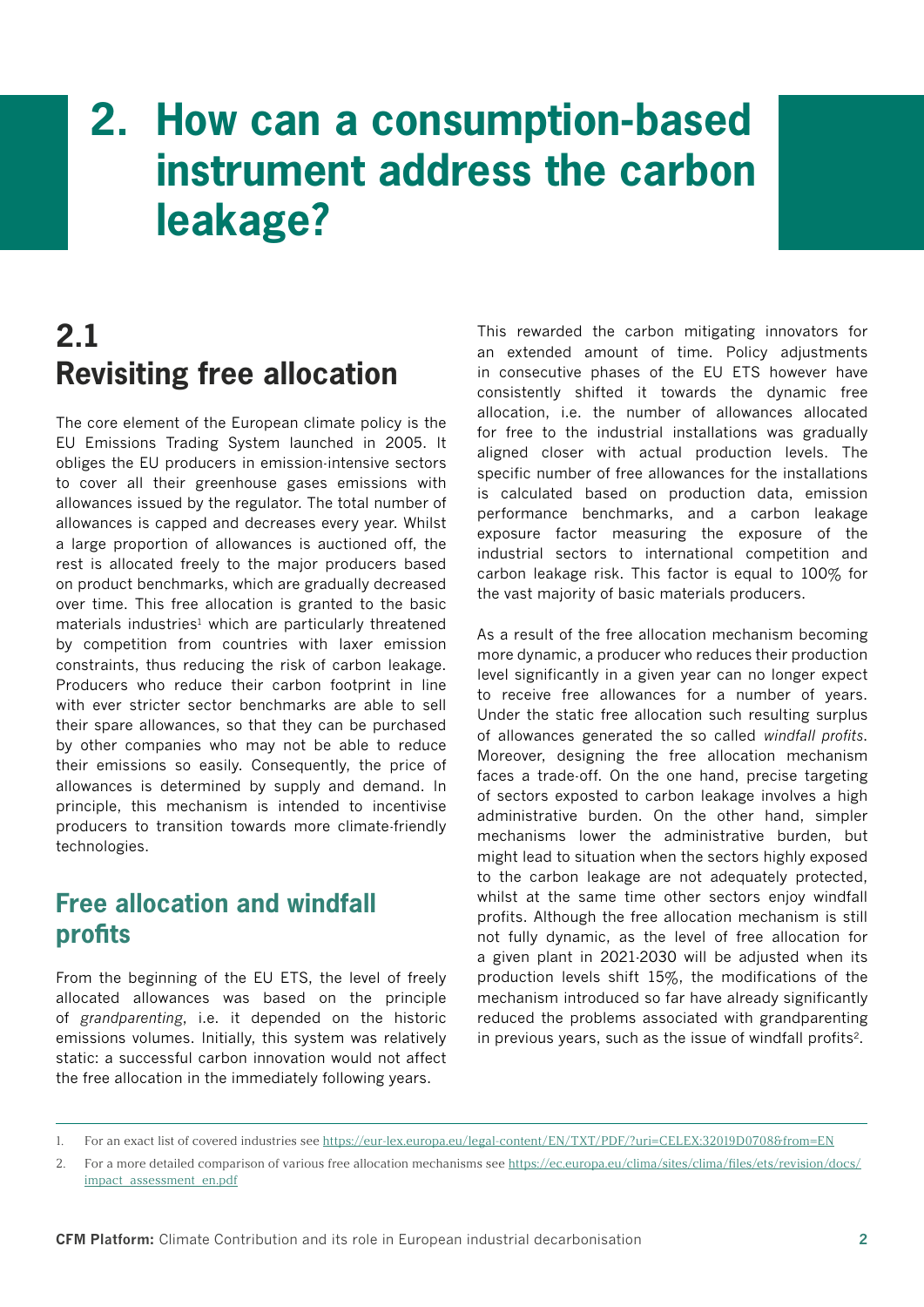# 2. How can a consumption-based instrument address the carbon leakage?

## 2.1 Revisiting free allocation

The core element of the European climate policy is the EU Emissions Trading System launched in 2005. It obliges the EU producers in emission-intensive sectors to cover all their greenhouse gases emissions with allowances issued by the regulator. The total number of allowances is capped and decreases every year. Whilst a large proportion of allowances is auctioned off, the rest is allocated freely to the major producers based on product benchmarks, which are gradually decreased over time. This free allocation is granted to the basic materials industries[1] which are particularly threatened by competition from countries with laxer emission constraints, thus reducing the risk of carbon leakage. Producers who reduce their carbon footprint in line with ever stricter sector benchmarks are able to sell their spare allowances, so that they can be purchased by other companies who may not be able to reduce their emissions so easily. Consequently, the price of allowances is determined by supply and demand. In principle, this mechanism is intended to incentivise producers to transition towards more climate-friendly technologies.

### Free allocation and windfall profits

From the beginning of the EU ETS, the level of freely allocated allowances was based on the principle of *grandparenting*, i.e. it depended on the historic emissions volumes. Initially, this system was relatively static: a successful carbon innovation would not affect the free allocation in the immediately following years.

This rewarded the carbon mitigating innovators for an extended amount of time. Policy adjustments in consecutive phases of the EU ETS however have consistently shifted it towards the dynamic free allocation, i.e. the number of allowances allocated for free to the industrial installations was gradually aligned closer with actual production levels. The specific number of free allowances for the installations is calculated based on production data, emission performance benchmarks, and a carbon leakage exposure factor measuring the exposure of the industrial sectors to international competition and carbon leakage risk. This factor is equal to 100% for the vast majority of basic materials producers.

As a result of the free allocation mechanism becoming more dynamic, a producer who reduces their production level significantly in a given year can no longer expect to receive free allowances for a number of years. Under the static free allocation such resulting surplus of allowances generated the so called *windfall profits*. Moreover, designing the free allocation mechanism faces a trade-off. On the one hand, precise targeting of sectors exposted to carbon leakage involves a high administrative burden. On the other hand, simpler mechanisms lower the administrative burden, but might lead to situation when the sectors highly exposed to the carbon leakage are not adequately protected, whilst at the same time other sectors enjoy windfall profits. Although the free allocation mechanism is still not fully dynamic, as the level of free allocation for a given plant in 2021-2030 will be adjusted when its production levels shift 15%, the modifications of the mechanism introduced so far have already significantly reduced the problems associated with grandparenting in previous years, such as the issue of windfall profits[2].

1. For an exact list of covered industries see https://eur-lex.europa.eu/legal-content/EN/TXT/PDF/?uri=CELEX:32019D0708&from=EN
2. For a more detailed comparison of various free allocation mechanisms see https://ec.europa.eu/clima/sites/clima/files/ets/revision/docs/impact_assessment_en.pdf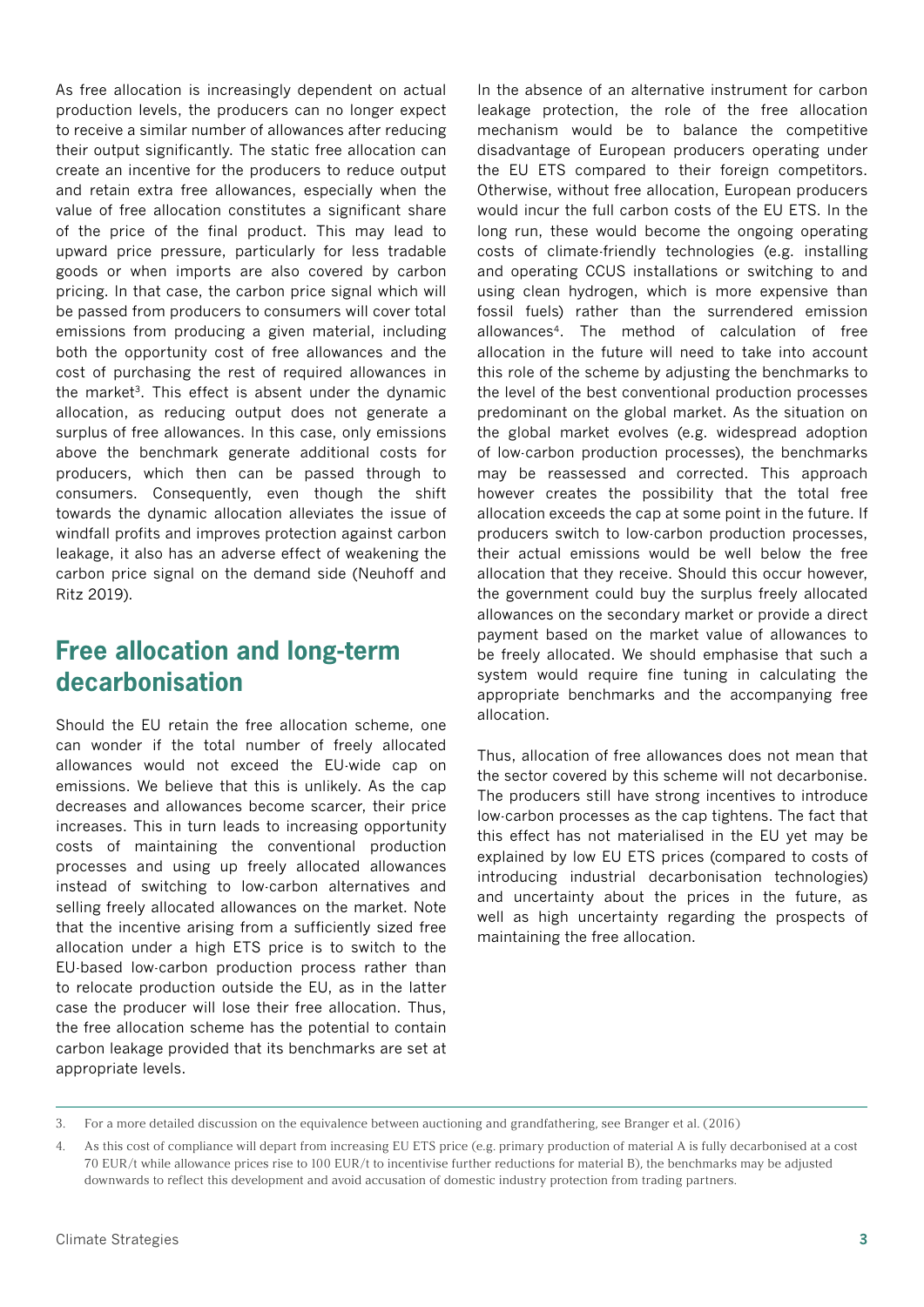As free allocation is increasingly dependent on actual production levels, the producers can no longer expect to receive a similar number of allowances after reducing their output significantly. The static free allocation can create an incentive for the producers to reduce output and retain extra free allowances, especially when the value of free allocation constitutes a significant share of the price of the final product. This may lead to upward price pressure, particularly for less tradable goods or when imports are also covered by carbon pricing. In that case, the carbon price signal which will be passed from producers to consumers will cover total emissions from producing a given material, including both the opportunity cost of free allowances and the cost of purchasing the rest of required allowances in the market[3]. This effect is absent under the dynamic allocation, as reducing output does not generate a surplus of free allowances. In this case, only emissions above the benchmark generate additional costs for producers, which then can be passed through to consumers. Consequently, even though the shift towards the dynamic allocation alleviates the issue of windfall profits and improves protection against carbon leakage, it also has an adverse effect of weakening the carbon price signal on the demand side (Neuhoff and Ritz 2019).

## Free allocation and long-term decarbonisation

Should the EU retain the free allocation scheme, one can wonder if the total number of freely allocated allowances would not exceed the EU-wide cap on emissions. We believe that this is unlikely. As the cap decreases and allowances become scarcer, their price increases. This in turn leads to increasing opportunity costs of maintaining the conventional production processes and using up freely allocated allowances instead of switching to low-carbon alternatives and selling freely allocated allowances on the market. Note that the incentive arising from a sufficiently sized free allocation under a high ETS price is to switch to the EU-based low-carbon production process rather than to relocate production outside the EU, as in the latter case the producer will lose their free allocation. Thus, the free allocation scheme has the potential to contain carbon leakage provided that its benchmarks are set at appropriate levels.

In the absence of an alternative instrument for carbon leakage protection, the role of the free allocation mechanism would be to balance the competitive disadvantage of European producers operating under the EU ETS compared to their foreign competitors. Otherwise, without free allocation, European producers would incur the full carbon costs of the EU ETS. In the long run, these would become the ongoing operating costs of climate-friendly technologies (e.g. installing and operating CCUS installations or switching to and using clean hydrogen, which is more expensive than fossil fuels) rather than the surrendered emission allowances[4]. The method of calculation of free allocation in the future will need to take into account this role of the scheme by adjusting the benchmarks to the level of the best conventional production processes predominant on the global market. As the situation on the global market evolves (e.g. widespread adoption of low-carbon production processes), the benchmarks may be reassessed and corrected. This approach however creates the possibility that the total free allocation exceeds the cap at some point in the future. If producers switch to low-carbon production processes, their actual emissions would be well below the free allocation that they receive. Should this occur however, the government could buy the surplus freely allocated allowances on the secondary market or provide a direct payment based on the market value of allowances to be freely allocated. We should emphasise that such a system would require fine tuning in calculating the appropriate benchmarks and the accompanying free allocation.

Thus, allocation of free allowances does not mean that the sector covered by this scheme will not decarbonise. The producers still have strong incentives to introduce low-carbon processes as the cap tightens. The fact that this effect has not materialised in the EU yet may be explained by low EU ETS prices (compared to costs of introducing industrial decarbonisation technologies) and uncertainty about the prices in the future, as well as high uncertainty regarding the prospects of maintaining the free allocation.

---

3. For a more detailed discussion on the equivalence between auctioning and grandfathering, see Branger et al. (2016)

4. As this cost of compliance will depart from increasing EU ETS price (e.g. primary production of material A is fully decarbonised at a cost 70 EUR/t while allowance prices rise to 100 EUR/t to incentivise further reductions for material B), the benchmarks may be adjusted downwards to reflect this development and avoid accusation of domestic industry protection from trading partners.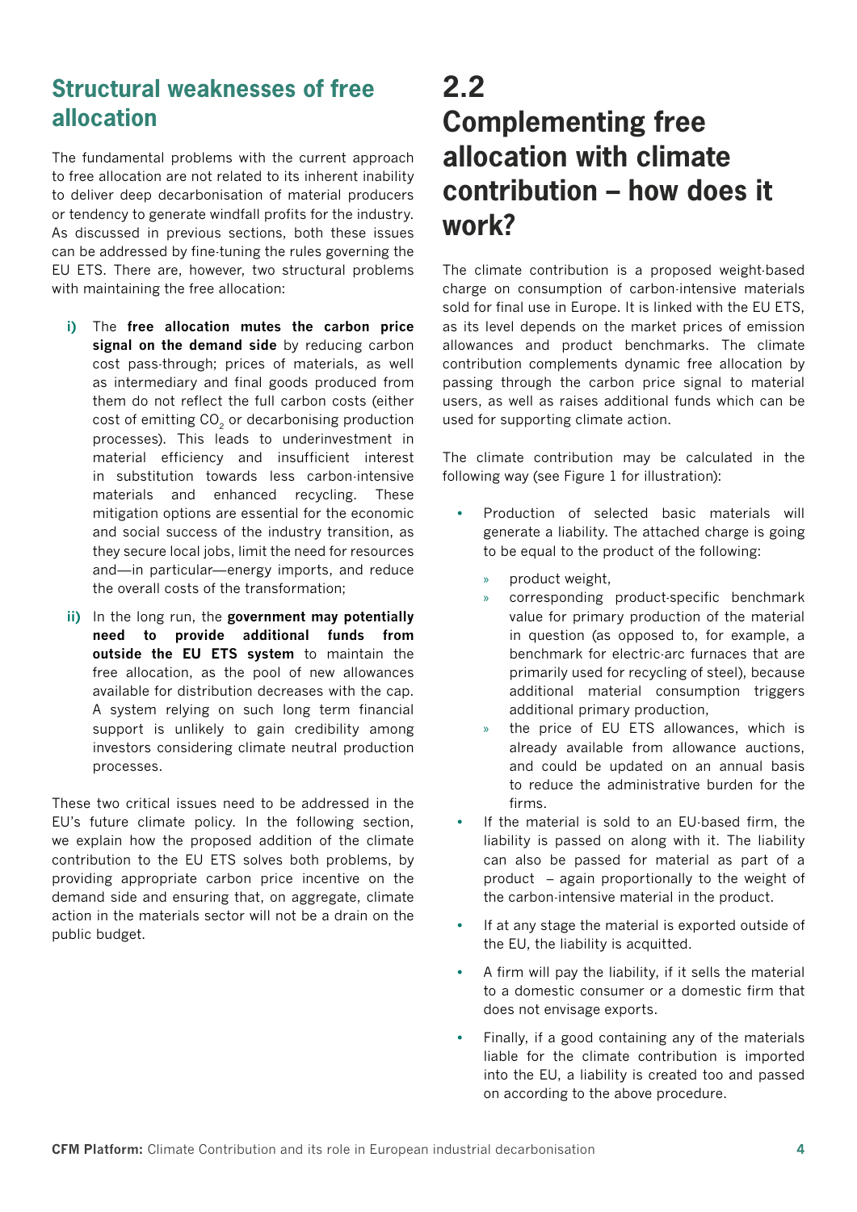## Structural weaknesses of free allocation

The fundamental problems with the current approach to free allocation are not related to its inherent inability to deliver deep decarbonisation of material producers or tendency to generate windfall profits for the industry. As discussed in previous sections, both these issues can be addressed by fine-tuning the rules governing the EU ETS. There are, however, two structural problems with maintaining the free allocation:

- **i)** The **free allocation mutes the carbon price signal on the demand side** by reducing carbon cost pass-through; prices of materials, as well as intermediary and final goods produced from them do not reflect the full carbon costs (either cost of emitting $CO_2$ or decarbonising production processes). This leads to underinvestment in material efficiency and insufficient interest in substitution towards less carbon-intensive materials and enhanced recycling. These mitigation options are essential for the economic and social success of the industry transition, as they secure local jobs, limit the need for resources and—in particular—energy imports, and reduce the overall costs of the transformation;
- **ii)** In the long run, the **government may potentially need to provide additional funds from outside the EU ETS system** to maintain the free allocation, as the pool of new allowances available for distribution decreases with the cap. A system relying on such long term financial support is unlikely to gain credibility among investors considering climate neutral production processes.

These two critical issues need to be addressed in the EU's future climate policy. In the following section, we explain how the proposed addition of the climate contribution to the EU ETS solves both problems, by providing appropriate carbon price incentive on the demand side and ensuring that, on aggregate, climate action in the materials sector will not be a drain on the public budget.

# 2.2 Complementing free allocation with climate contribution – how does it work?

The climate contribution is a proposed weight-based charge on consumption of carbon-intensive materials sold for final use in Europe. It is linked with the EU ETS, as its level depends on the market prices of emission allowances and product benchmarks. The climate contribution complements dynamic free allocation by passing through the carbon price signal to material users, as well as raises additional funds which can be used for supporting climate action.

The climate contribution may be calculated in the following way (see Figure 1 for illustration):

- Production of selected basic materials will generate a liability. The attached charge is going to be equal to the product of the following:
  - product weight,
  - corresponding product-specific benchmark value for primary production of the material in question (as opposed to, for example, a benchmark for electric-arc furnaces that are primarily used for recycling of steel), because additional material consumption triggers additional primary production,
  - the price of EU ETS allowances, which is already available from allowance auctions, and could be updated on an annual basis to reduce the administrative burden for the firms.
- If the material is sold to an EU-based firm, the liability is passed on along with it. The liability can also be passed for material as part of a product – again proportionally to the weight of the carbon-intensive material in the product.
- If at any stage the material is exported outside of the EU, the liability is acquitted.
- A firm will pay the liability, if it sells the material to a domestic consumer or a domestic firm that does not envisage exports.
- Finally, if a good containing any of the materials liable for the climate contribution is imported into the EU, a liability is created too and passed on according to the above procedure.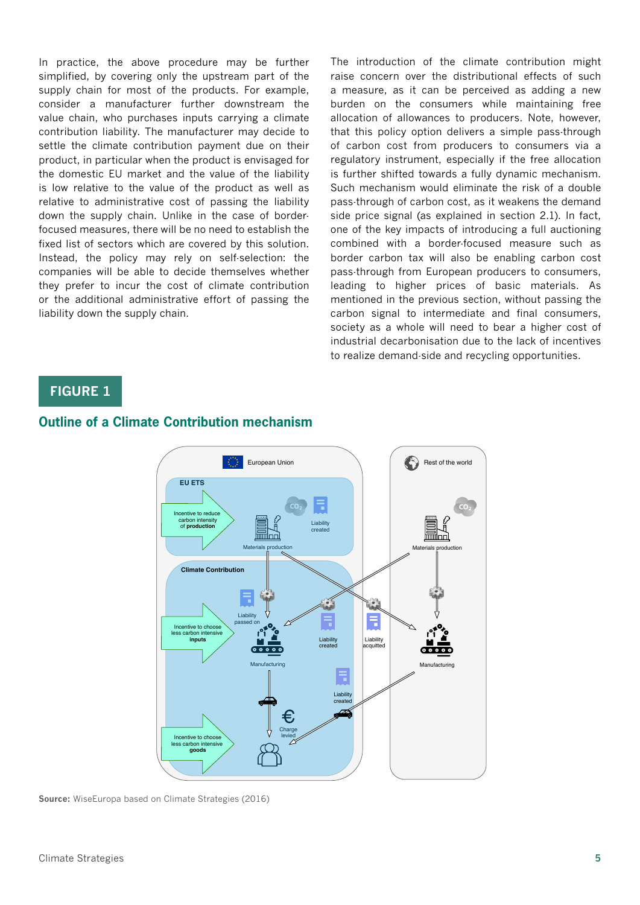In practice, the above procedure may be further simplified, by covering only the upstream part of the supply chain for most of the products. For example, consider a manufacturer further downstream the value chain, who purchases inputs carrying a climate contribution liability. The manufacturer may decide to settle the climate contribution payment due on their product, in particular when the product is envisaged for the domestic EU market and the value of the liability is low relative to the value of the product as well as relative to administrative cost of passing the liability down the supply chain. Unlike in the case of border-focused measures, there will be no need to establish the fixed list of sectors which are covered by this solution. Instead, the policy may rely on self-selection: the companies will be able to decide themselves whether they prefer to incur the cost of climate contribution or the additional administrative effort of passing the liability down the supply chain.

The introduction of the climate contribution might raise concern over the distributional effects of such a measure, as it can be perceived as adding a new burden on the consumers while maintaining free allocation of allowances to producers. Note, however, that this policy option delivers a simple pass-through of carbon cost from producers to consumers via a regulatory instrument, especially if the free allocation is further shifted towards a fully dynamic mechanism. Such mechanism would eliminate the risk of a double pass-through of carbon cost, as it weakens the demand side price signal (as explained in section 2.1). In fact, one of the key impacts of introducing a full auctioning combined with a border-focused measure such as border carbon tax will also be enabling carbon cost pass-through from European producers to consumers, leading to higher prices of basic materials. As mentioned in the previous section, without passing the carbon signal to intermediate and final consumers, society as a whole will need to bear a higher cost of industrial decarbonisation due to the lack of incentives to realize demand-side and recycling opportunities.

## FIGURE 1

### Outline of a Climate Contribution mechanism

**Source:** WiseEuropa based on Climate Strategies (2016)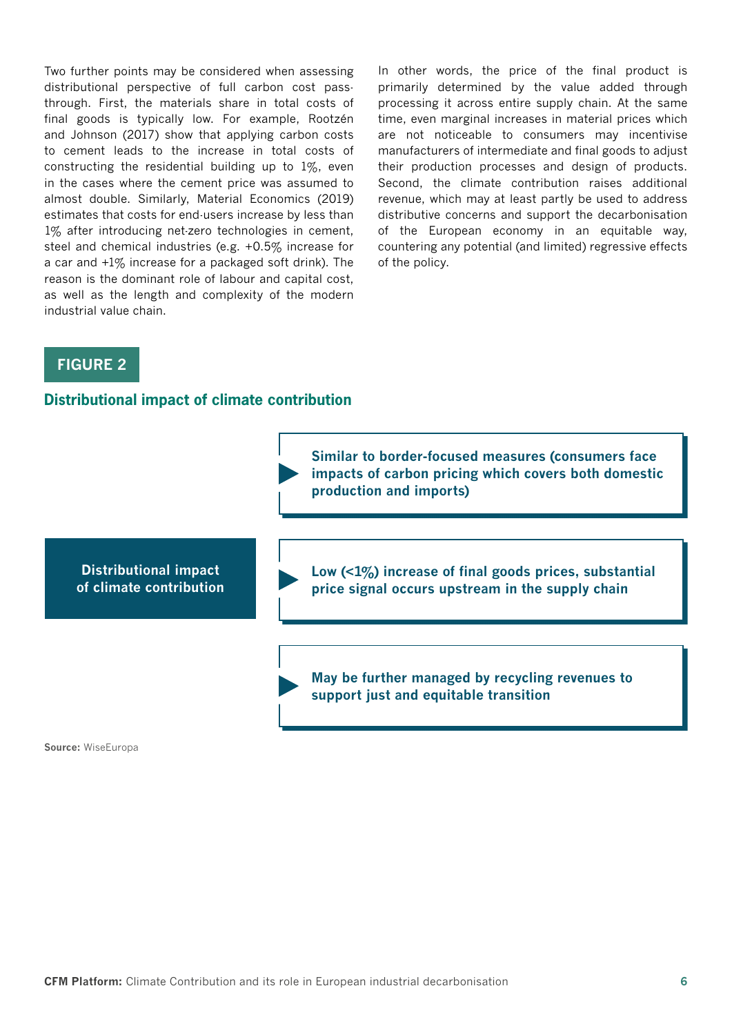Two further points may be considered when assessing distributional perspective of full carbon cost pass-through. First, the materials share in total costs of final goods is typically low. For example, Rootzén and Johnson (2017) show that applying carbon costs to cement leads to the increase in total costs of constructing the residential building up to 1%, even in the cases where the cement price was assumed to almost double. Similarly, Material Economics (2019) estimates that costs for end-users increase by less than 1% after introducing net-zero technologies in cement, steel and chemical industries (e.g. +0.5% increase for a car and +1% increase for a packaged soft drink). The reason is the dominant role of labour and capital cost, as well as the length and complexity of the modern industrial value chain.

In other words, the price of the final product is primarily determined by the value added through processing it across entire supply chain. At the same time, even marginal increases in material prices which are not noticeable to consumers may incentivise manufacturers of intermediate and final goods to adjust their production processes and design of products. Second, the climate contribution raises additional revenue, which may at least partly be used to address distributive concerns and support the decarbonisation of the European economy in an equitable way, countering any potential (and limited) regressive effects of the policy.

## FIGURE 2

### Distributional impact of climate contribution

**Distributional impact of climate contribution**

- **Similar to border-focused measures (consumers face impacts of carbon pricing which covers both domestic production and imports)**
- **Low (<1%) increase of final goods prices, substantial price signal occurs upstream in the supply chain**
- **May be further managed by recycling revenues to support just and equitable transition**

**Source:** WiseEuropa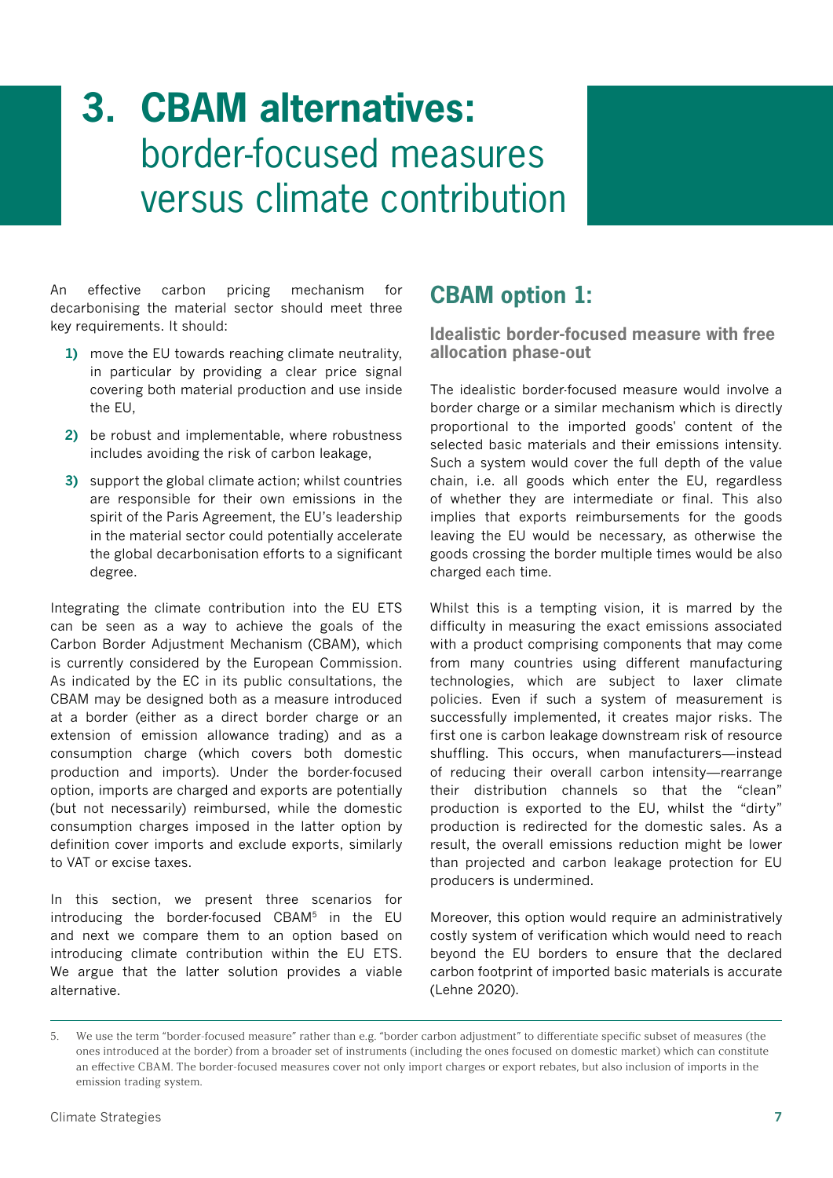# 3. CBAM alternatives: border-focused measures versus climate contribution

An effective carbon pricing mechanism for decarbonising the material sector should meet three key requirements. It should:

1) move the EU towards reaching climate neutrality, in particular by providing a clear price signal covering both material production and use inside the EU,
2) be robust and implementable, where robustness includes avoiding the risk of carbon leakage,
3) support the global climate action; whilst countries are responsible for their own emissions in the spirit of the Paris Agreement, the EU's leadership in the material sector could potentially accelerate the global decarbonisation efforts to a significant degree.

Integrating the climate contribution into the EU ETS can be seen as a way to achieve the goals of the Carbon Border Adjustment Mechanism (CBAM), which is currently considered by the European Commission. As indicated by the EC in its public consultations, the CBAM may be designed both as a measure introduced at a border (either as a direct border charge or an extension of emission allowance trading) and as a consumption charge (which covers both domestic production and imports). Under the border-focused option, imports are charged and exports are potentially (but not necessarily) reimbursed, while the domestic consumption charges imposed in the latter option by definition cover imports and exclude exports, similarly to VAT or excise taxes.

In this section, we present three scenarios for introducing the border-focused CBAM[5] in the EU and next we compare them to an option based on introducing climate contribution within the EU ETS. We argue that the latter solution provides a viable alternative.

## CBAM option 1:

### Idealistic border-focused measure with free allocation phase-out

The idealistic border-focused measure would involve a border charge or a similar mechanism which is directly proportional to the imported goods' content of the selected basic materials and their emissions intensity. Such a system would cover the full depth of the value chain, i.e. all goods which enter the EU, regardless of whether they are intermediate or final. This also implies that exports reimbursements for the goods leaving the EU would be necessary, as otherwise the goods crossing the border multiple times would be also charged each time.

Whilst this is a tempting vision, it is marred by the difficulty in measuring the exact emissions associated with a product comprising components that may come from many countries using different manufacturing technologies, which are subject to laxer climate policies. Even if such a system of measurement is successfully implemented, it creates major risks. The first one is carbon leakage downstream risk of resource shuffling. This occurs, when manufacturers—instead of reducing their overall carbon intensity—rearrange their distribution channels so that the "clean" production is exported to the EU, whilst the "dirty" production is redirected for the domestic sales. As a result, the overall emissions reduction might be lower than projected and carbon leakage protection for EU producers is undermined.

Moreover, this option would require an administratively costly system of verification which would need to reach beyond the EU borders to ensure that the declared carbon footprint of imported basic materials is accurate (Lehne 2020).

---

5. We use the term "border-focused measure" rather than e.g. "border carbon adjustment" to differentiate specific subset of measures (the ones introduced at the border) from a broader set of instruments (including the ones focused on domestic market) which can constitute an effective CBAM. The border-focused measures cover not only import charges or export rebates, but also inclusion of imports in the emission trading system.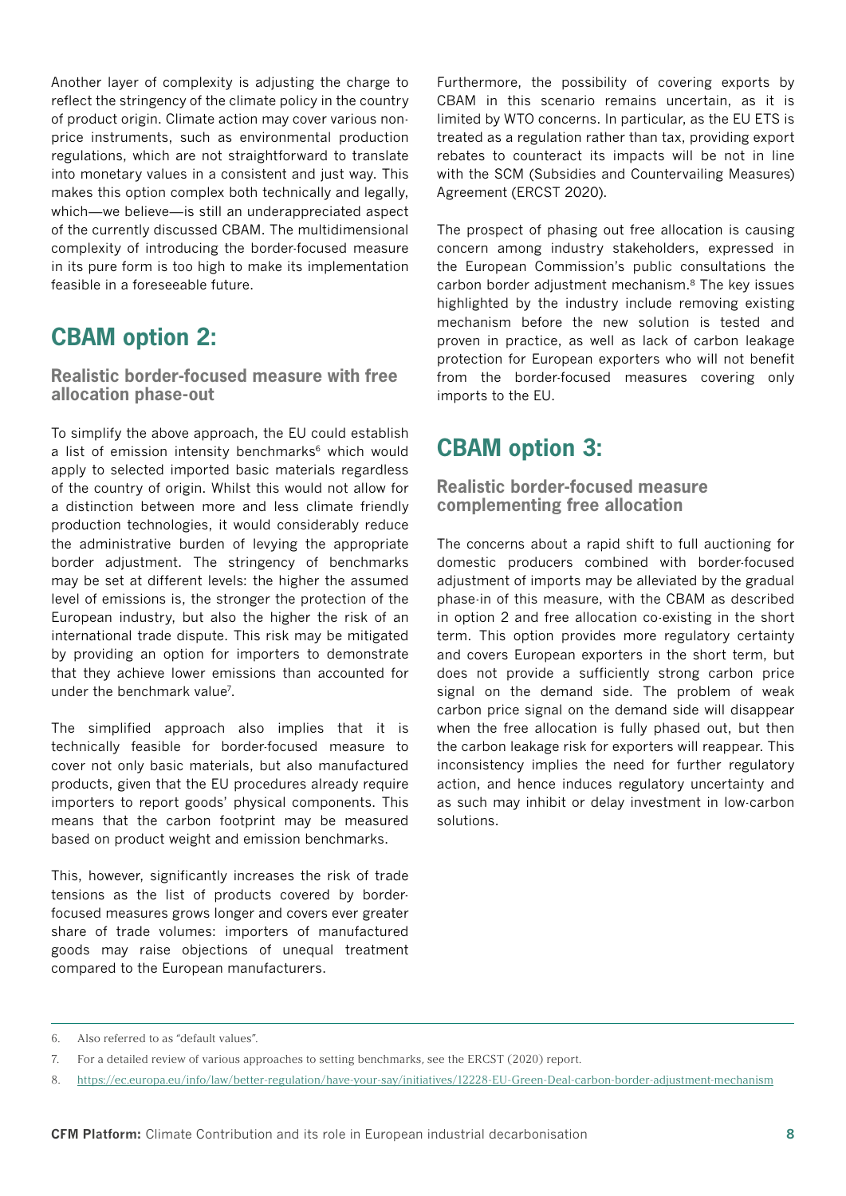Another layer of complexity is adjusting the charge to reflect the stringency of the climate policy in the country of product origin. Climate action may cover various non-price instruments, such as environmental production regulations, which are not straightforward to translate into monetary values in a consistent and just way. This makes this option complex both technically and legally, which—we believe—is still an underappreciated aspect of the currently discussed CBAM. The multidimensional complexity of introducing the border-focused measure in its pure form is too high to make its implementation feasible in a foreseeable future.

## CBAM option 2:

### Realistic border-focused measure with free allocation phase-out

To simplify the above approach, the EU could establish a list of emission intensity benchmarks[6] which would apply to selected imported basic materials regardless of the country of origin. Whilst this would not allow for a distinction between more and less climate friendly production technologies, it would considerably reduce the administrative burden of levying the appropriate border adjustment. The stringency of benchmarks may be set at different levels: the higher the assumed level of emissions is, the stronger the protection of the European industry, but also the higher the risk of an international trade dispute. This risk may be mitigated by providing an option for importers to demonstrate that they achieve lower emissions than accounted for under the benchmark value[7].

The simplified approach also implies that it is technically feasible for border-focused measure to cover not only basic materials, but also manufactured products, given that the EU procedures already require importers to report goods' physical components. This means that the carbon footprint may be measured based on product weight and emission benchmarks.

This, however, significantly increases the risk of trade tensions as the list of products covered by border-focused measures grows longer and covers ever greater share of trade volumes: importers of manufactured goods may raise objections of unequal treatment compared to the European manufacturers.

Furthermore, the possibility of covering exports by CBAM in this scenario remains uncertain, as it is limited by WTO concerns. In particular, as the EU ETS is treated as a regulation rather than tax, providing export rebates to counteract its impacts will be not in line with the SCM (Subsidies and Countervailing Measures) Agreement (ERCST 2020).

The prospect of phasing out free allocation is causing concern among industry stakeholders, expressed in the European Commission's public consultations the carbon border adjustment mechanism.[8] The key issues highlighted by the industry include removing existing mechanism before the new solution is tested and proven in practice, as well as lack of carbon leakage protection for European exporters who will not benefit from the border-focused measures covering only imports to the EU.

## CBAM option 3:

### Realistic border-focused measure complementing free allocation

The concerns about a rapid shift to full auctioning for domestic producers combined with border-focused adjustment of imports may be alleviated by the gradual phase-in of this measure, with the CBAM as described in option 2 and free allocation co-existing in the short term. This option provides more regulatory certainty and covers European exporters in the short term, but does not provide a sufficiently strong carbon price signal on the demand side. The problem of weak carbon price signal on the demand side will disappear when the free allocation is fully phased out, but then the carbon leakage risk for exporters will reappear. This inconsistency implies the need for further regulatory action, and hence induces regulatory uncertainty and as such may inhibit or delay investment in low-carbon solutions.

---

6. Also referred to as "default values".

7. For a detailed review of various approaches to setting benchmarks, see the ERCST (2020) report.

8. https://ec.europa.eu/info/law/better-regulation/have-your-say/initiatives/12228-EU-Green-Deal-carbon-border-adjustment-mechanism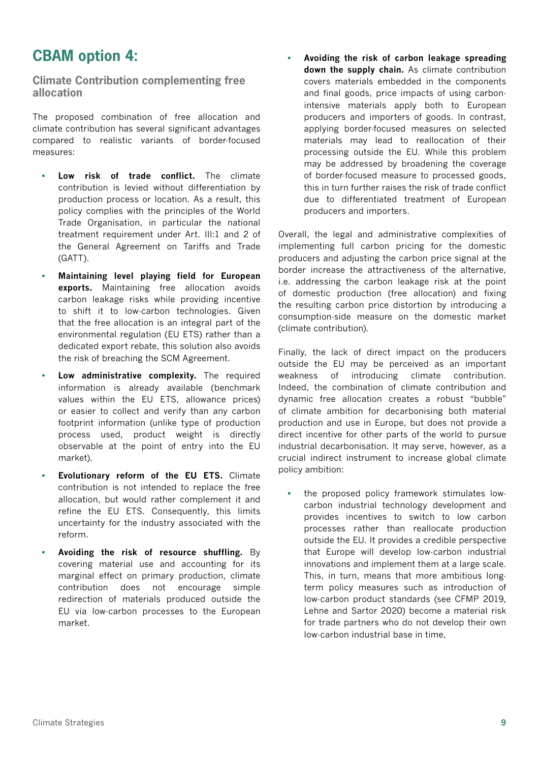# CBAM option 4:

## Climate Contribution complementing free allocation

The proposed combination of free allocation and climate contribution has several significant advantages compared to realistic variants of border-focused measures:

- **Low risk of trade conflict.** The climate contribution is levied without differentiation by production process or location. As a result, this policy complies with the principles of the World Trade Organisation, in particular the national treatment requirement under Art. III:1 and 2 of the General Agreement on Tariffs and Trade (GATT).
- **Maintaining level playing field for European exports.** Maintaining free allocation avoids carbon leakage risks while providing incentive to shift it to low-carbon technologies. Given that the free allocation is an integral part of the environmental regulation (EU ETS) rather than a dedicated export rebate, this solution also avoids the risk of breaching the SCM Agreement.
- **Low administrative complexity.** The required information is already available (benchmark values within the EU ETS, allowance prices) or easier to collect and verify than any carbon footprint information (unlike type of production process used, product weight is directly observable at the point of entry into the EU market).
- **Evolutionary reform of the EU ETS.** Climate contribution is not intended to replace the free allocation, but would rather complement it and refine the EU ETS. Consequently, this limits uncertainty for the industry associated with the reform.
- **Avoiding the risk of resource shuffling.** By covering material use and accounting for its marginal effect on primary production, climate contribution does not encourage simple redirection of materials produced outside the EU via low-carbon processes to the European market.
- **Avoiding the risk of carbon leakage spreading down the supply chain.** As climate contribution covers materials embedded in the components and final goods, price impacts of using carbon-intensive materials apply both to European producers and importers of goods. In contrast, applying border-focused measures on selected materials may lead to reallocation of their processing outside the EU. While this problem may be addressed by broadening the coverage of border-focused measure to processed goods, this in turn further raises the risk of trade conflict due to differentiated treatment of European producers and importers.

Overall, the legal and administrative complexities of implementing full carbon pricing for the domestic producers and adjusting the carbon price signal at the border increase the attractiveness of the alternative, i.e. addressing the carbon leakage risk at the point of domestic production (free allocation) and fixing the resulting carbon price distortion by introducing a consumption-side measure on the domestic market (climate contribution).

Finally, the lack of direct impact on the producers outside the EU may be perceived as an important weakness of introducing climate contribution. Indeed, the combination of climate contribution and dynamic free allocation creates a robust "bubble" of climate ambition for decarbonising both material production and use in Europe, but does not provide a direct incentive for other parts of the world to pursue industrial decarbonisation. It may serve, however, as a crucial indirect instrument to increase global climate policy ambition:

- the proposed policy framework stimulates low-carbon industrial technology development and provides incentives to switch to low carbon processes rather than reallocate production outside the EU. It provides a credible perspective that Europe will develop low-carbon industrial innovations and implement them at a large scale. This, in turn, means that more ambitious long-term policy measures such as introduction of low-carbon product standards (see CFMP 2019, Lehne and Sartor 2020) become a material risk for trade partners who do not develop their own low-carbon industrial base in time,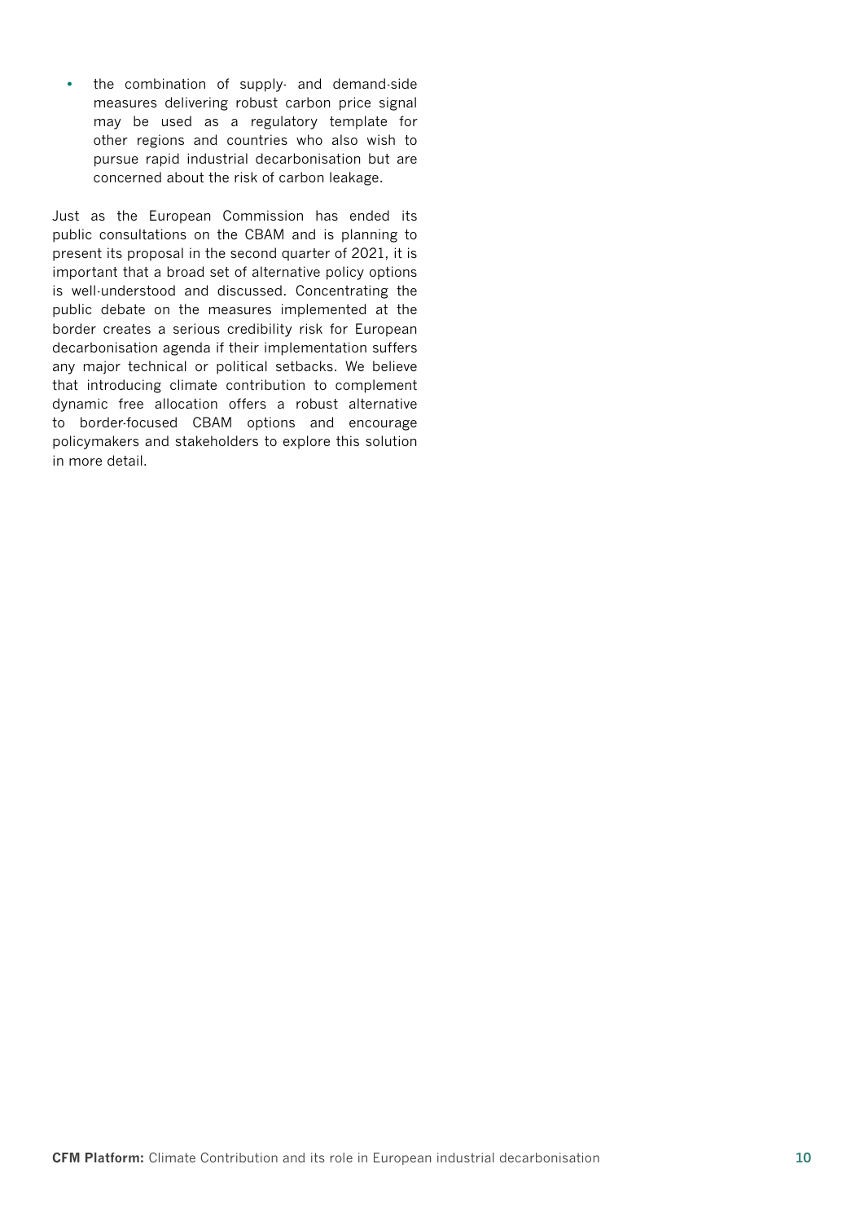- the combination of supply- and demand-side measures delivering robust carbon price signal may be used as a regulatory template for other regions and countries who also wish to pursue rapid industrial decarbonisation but are concerned about the risk of carbon leakage.

Just as the European Commission has ended its public consultations on the CBAM and is planning to present its proposal in the second quarter of 2021, it is important that a broad set of alternative policy options is well-understood and discussed. Concentrating the public debate on the measures implemented at the border creates a serious credibility risk for European decarbonisation agenda if their implementation suffers any major technical or political setbacks. We believe that introducing climate contribution to complement dynamic free allocation offers a robust alternative to border-focused CBAM options and encourage policymakers and stakeholders to explore this solution in more detail.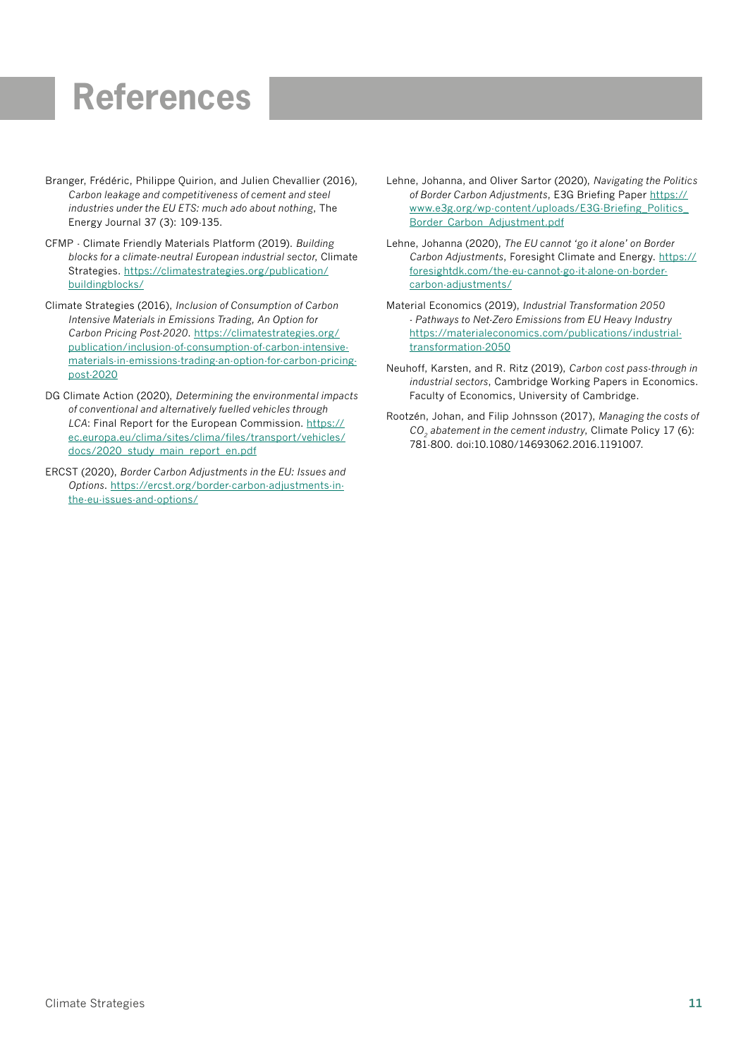# References

Branger, Frédéric, Philippe Quirion, and Julien Chevallier (2016), *Carbon leakage and competitiveness of cement and steel industries under the EU ETS: much ado about nothing*, The Energy Journal 37 (3): 109-135.

CFMP - Climate Friendly Materials Platform (2019). *Building blocks for a climate-neutral European industrial sector,* Climate Strategies. https://climatestrategies.org/publication/buildingblocks/

Climate Strategies (2016), *Inclusion of Consumption of Carbon Intensive Materials in Emissions Trading, An Option for Carbon Pricing Post-2020*. https://climatestrategies.org/publication/inclusion-of-consumption-of-carbon-intensive-materials-in-emissions-trading-an-option-for-carbon-pricing-post-2020

DG Climate Action (2020), *Determining the environmental impacts of conventional and alternatively fuelled vehicles through LCA*: Final Report for the European Commission. https://ec.europa.eu/clima/sites/clima/files/transport/vehicles/docs/2020_study_main_report_en.pdf

ERCST (2020), *Border Carbon Adjustments in the EU: Issues and Options*. https://ercst.org/border-carbon-adjustments-in-the-eu-issues-and-options/

Lehne, Johanna, and Oliver Sartor (2020), *Navigating the Politics of Border Carbon Adjustments*, E3G Briefing Paper https://www.e3g.org/wp-content/uploads/E3G-Briefing_Politics_Border_Carbon_Adjustment.pdf

Lehne, Johanna (2020), *The EU cannot 'go it alone' on Border Carbon Adjustments*, Foresight Climate and Energy. https://foresightdk.com/the-eu-cannot-go-it-alone-on-border-carbon-adjustments/

Material Economics (2019), *Industrial Transformation 2050 - Pathways to Net-Zero Emissions from EU Heavy Industry* https://materialeconomics.com/publications/industrial-transformation-2050

Neuhoff, Karsten, and R. Ritz (2019), *Carbon cost pass-through in industrial sectors*, Cambridge Working Papers in Economics. Faculty of Economics, University of Cambridge.

Rootzén, Johan, and Filip Johnsson (2017), *Managing the costs of $CO_2$ abatement in the cement industry*, Climate Policy 17 (6): 781-800. doi:10.1080/14693062.2016.1191007.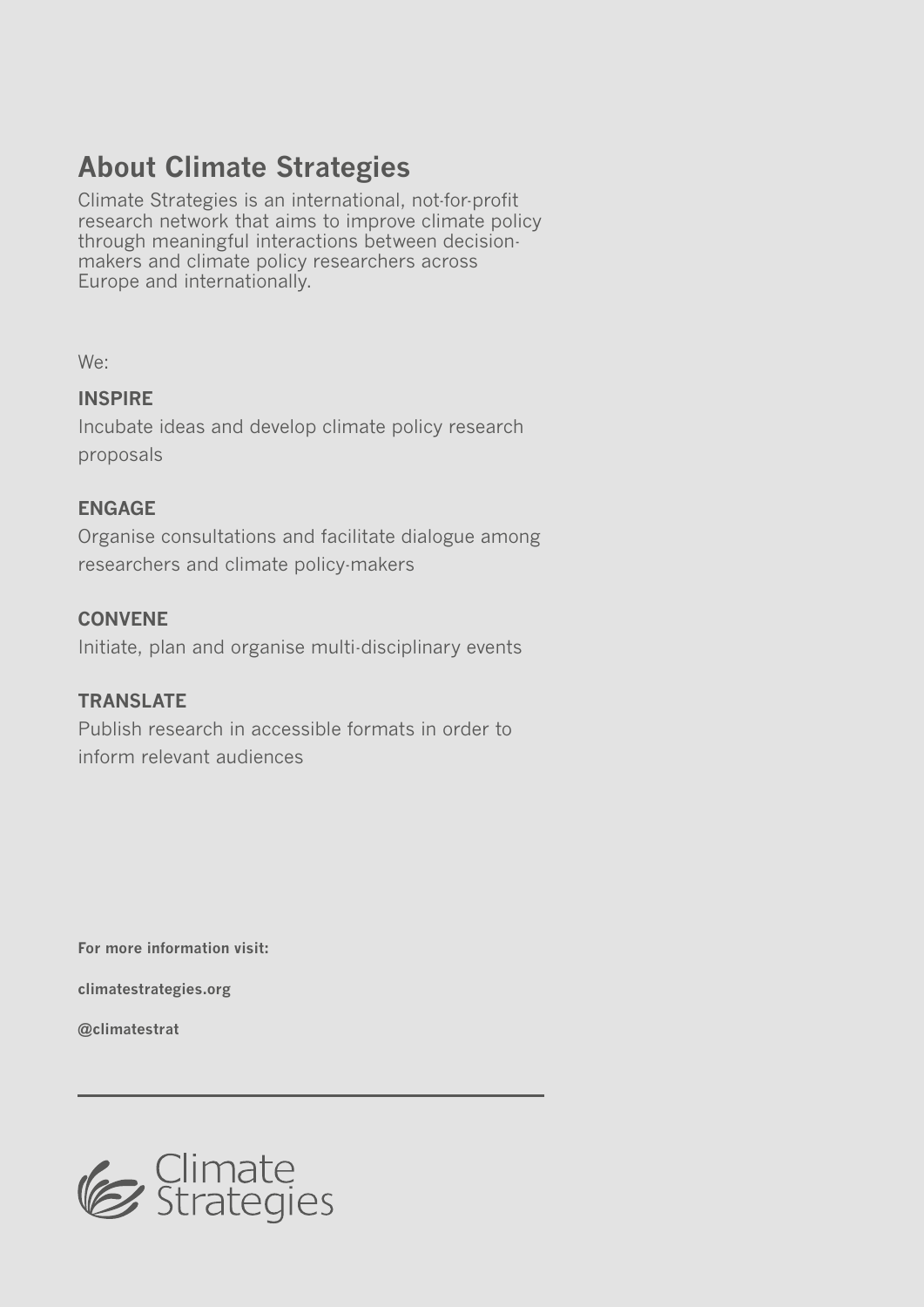## About Climate Strategies

Climate Strategies is an international, not-for-profit research network that aims to improve climate policy through meaningful interactions between decision-makers and climate policy researchers across Europe and internationally.

We:

**INSPIRE**

Incubate ideas and develop climate policy research proposals

**ENGAGE**

Organise consultations and facilitate dialogue among researchers and climate policy-makers

**CONVENE**

Initiate, plan and organise multi-disciplinary events

**TRANSLATE**

Publish research in accessible formats in order to inform relevant audiences

**For more information visit:**

**climatestrategies.org**

**@climatestrat**

Climate Strategies